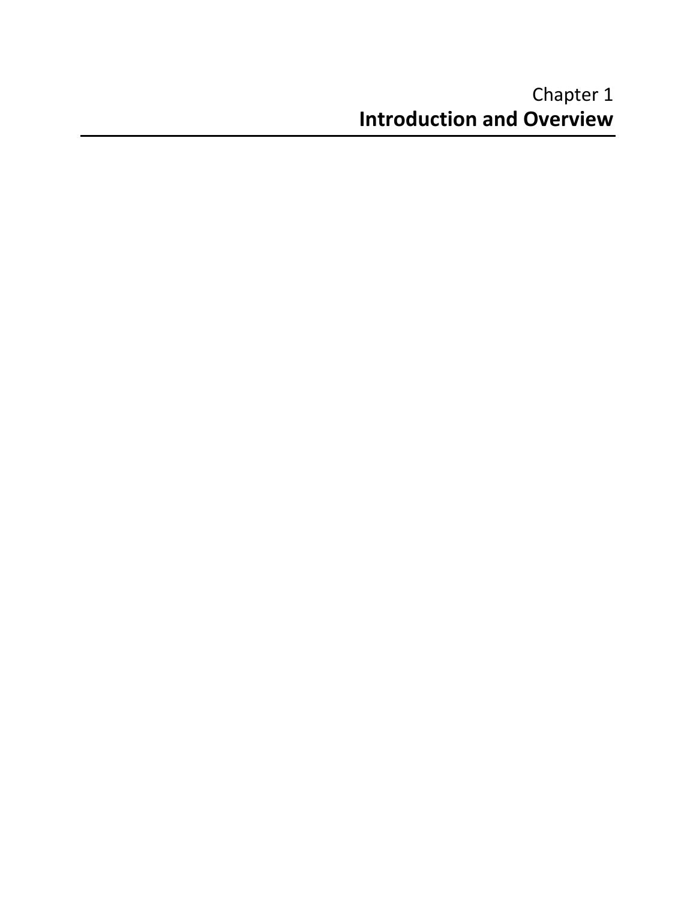# Chapter 1
# **Introduction and Overview**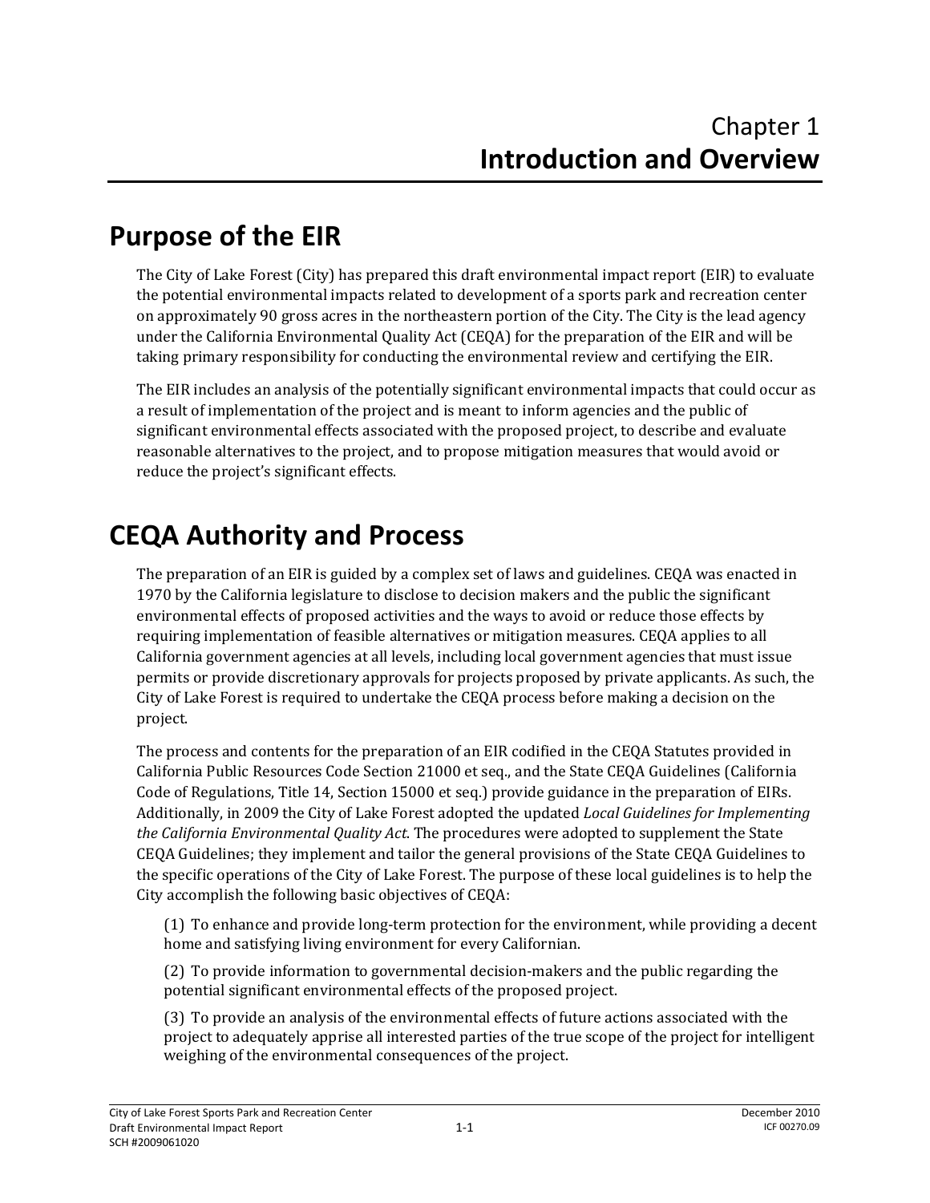# Chapter 1
# Introduction and Overview

## Purpose of the EIR

The City of Lake Forest (City) has prepared this draft environmental impact report (EIR) to evaluate the potential environmental impacts related to development of a sports park and recreation center on approximately 90 gross acres in the northeastern portion of the City. The City is the lead agency under the California Environmental Quality Act (CEQA) for the preparation of the EIR and will be taking primary responsibility for conducting the environmental review and certifying the EIR.

The EIR includes an analysis of the potentially significant environmental impacts that could occur as a result of implementation of the project and is meant to inform agencies and the public of significant environmental effects associated with the proposed project, to describe and evaluate reasonable alternatives to the project, and to propose mitigation measures that would avoid or reduce the project's significant effects.

## CEQA Authority and Process

The preparation of an EIR is guided by a complex set of laws and guidelines. CEQA was enacted in 1970 by the California legislature to disclose to decision makers and the public the significant environmental effects of proposed activities and the ways to avoid or reduce those effects by requiring implementation of feasible alternatives or mitigation measures. CEQA applies to all California government agencies at all levels, including local government agencies that must issue permits or provide discretionary approvals for projects proposed by private applicants. As such, the City of Lake Forest is required to undertake the CEQA process before making a decision on the project.

The process and contents for the preparation of an EIR codified in the CEQA Statutes provided in California Public Resources Code Section 21000 et seq., and the State CEQA Guidelines (California Code of Regulations, Title 14, Section 15000 et seq.) provide guidance in the preparation of EIRs. Additionally, in 2009 the City of Lake Forest adopted the updated *Local Guidelines for Implementing the California Environmental Quality Act*. The procedures were adopted to supplement the State CEQA Guidelines; they implement and tailor the general provisions of the State CEQA Guidelines to the specific operations of the City of Lake Forest. The purpose of these local guidelines is to help the City accomplish the following basic objectives of CEQA:

(1) To enhance and provide long-term protection for the environment, while providing a decent home and satisfying living environment for every Californian.

(2) To provide information to governmental decision-makers and the public regarding the potential significant environmental effects of the proposed project.

(3) To provide an analysis of the environmental effects of future actions associated with the project to adequately apprise all interested parties of the true scope of the project for intelligent weighing of the environmental consequences of the project.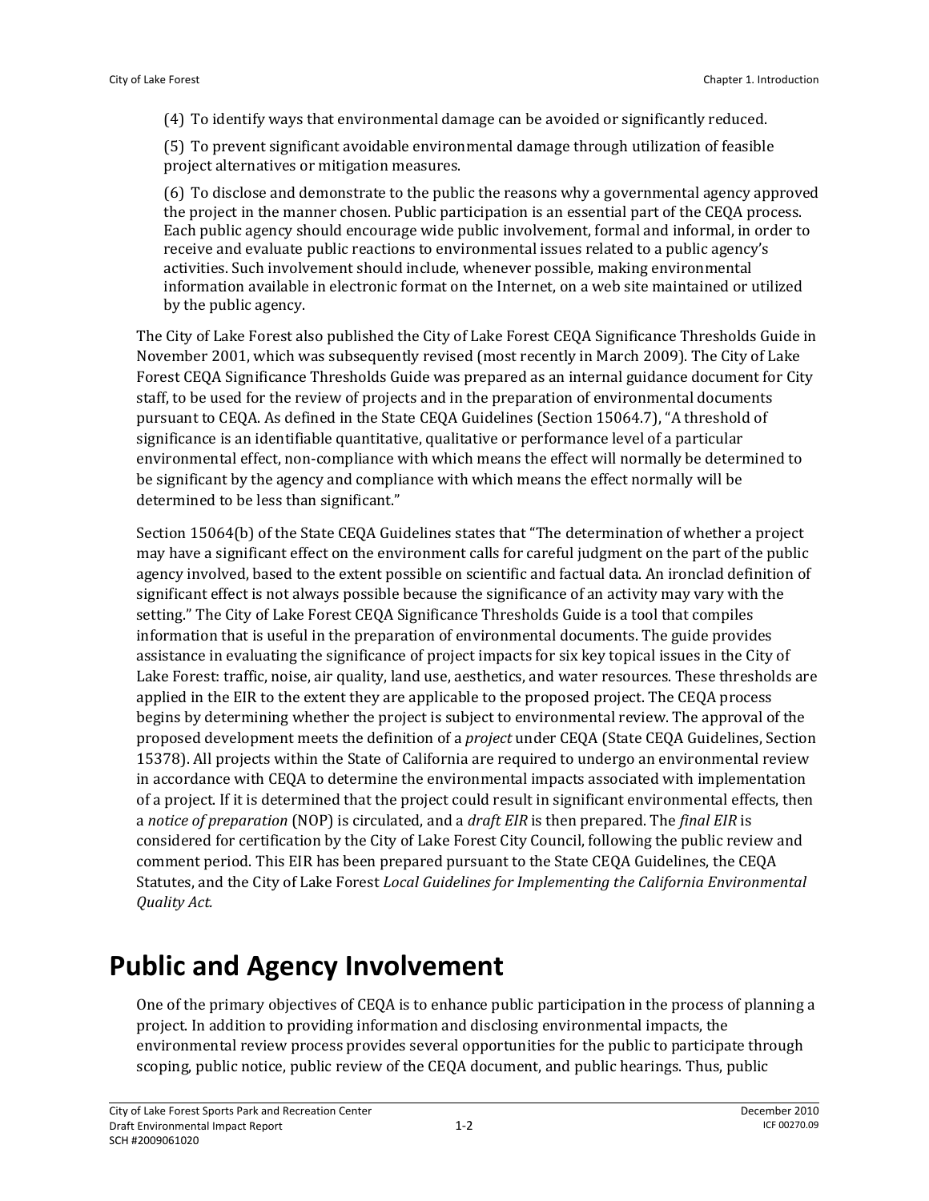(4) To identify ways that environmental damage can be avoided or significantly reduced.

(5) To prevent significant avoidable environmental damage through utilization of feasible project alternatives or mitigation measures.

(6) To disclose and demonstrate to the public the reasons why a governmental agency approved the project in the manner chosen. Public participation is an essential part of the CEQA process. Each public agency should encourage wide public involvement, formal and informal, in order to receive and evaluate public reactions to environmental issues related to a public agency's activities. Such involvement should include, whenever possible, making environmental information available in electronic format on the Internet, on a web site maintained or utilized by the public agency.

The City of Lake Forest also published the City of Lake Forest CEQA Significance Thresholds Guide in November 2001, which was subsequently revised (most recently in March 2009). The City of Lake Forest CEQA Significance Thresholds Guide was prepared as an internal guidance document for City staff, to be used for the review of projects and in the preparation of environmental documents pursuant to CEQA. As defined in the State CEQA Guidelines (Section 15064.7), "A threshold of significance is an identifiable quantitative, qualitative or performance level of a particular environmental effect, non-compliance with which means the effect will normally be determined to be significant by the agency and compliance with which means the effect normally will be determined to be less than significant."

Section 15064(b) of the State CEQA Guidelines states that "The determination of whether a project may have a significant effect on the environment calls for careful judgment on the part of the public agency involved, based to the extent possible on scientific and factual data. An ironclad definition of significant effect is not always possible because the significance of an activity may vary with the setting." The City of Lake Forest CEQA Significance Thresholds Guide is a tool that compiles information that is useful in the preparation of environmental documents. The guide provides assistance in evaluating the significance of project impacts for six key topical issues in the City of Lake Forest: traffic, noise, air quality, land use, aesthetics, and water resources. These thresholds are applied in the EIR to the extent they are applicable to the proposed project. The CEQA process begins by determining whether the project is subject to environmental review. The approval of the proposed development meets the definition of a *project* under CEQA (State CEQA Guidelines, Section 15378). All projects within the State of California are required to undergo an environmental review in accordance with CEQA to determine the environmental impacts associated with implementation of a project. If it is determined that the project could result in significant environmental effects, then a *notice of preparation* (NOP) is circulated, and a *draft EIR* is then prepared. The *final EIR* is considered for certification by the City of Lake Forest City Council, following the public review and comment period. This EIR has been prepared pursuant to the State CEQA Guidelines, the CEQA Statutes, and the City of Lake Forest *Local Guidelines for Implementing the California Environmental Quality Act*.

# Public and Agency Involvement

One of the primary objectives of CEQA is to enhance public participation in the process of planning a project. In addition to providing information and disclosing environmental impacts, the environmental review process provides several opportunities for the public to participate through scoping, public notice, public review of the CEQA document, and public hearings. Thus, public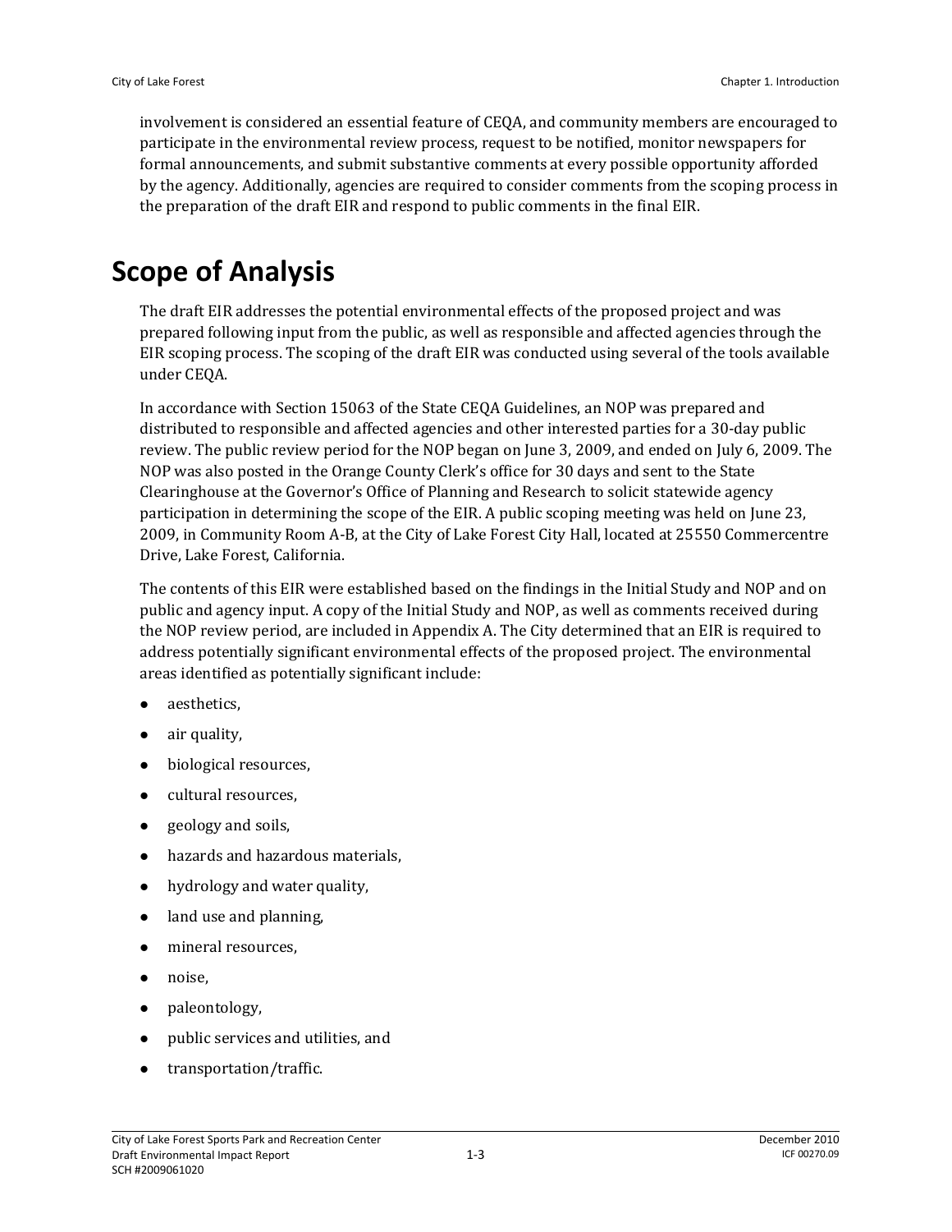involvement is considered an essential feature of CEQA, and community members are encouraged to participate in the environmental review process, request to be notified, monitor newspapers for formal announcements, and submit substantive comments at every possible opportunity afforded by the agency. Additionally, agencies are required to consider comments from the scoping process in the preparation of the draft EIR and respond to public comments in the final EIR.

# Scope of Analysis

The draft EIR addresses the potential environmental effects of the proposed project and was prepared following input from the public, as well as responsible and affected agencies through the EIR scoping process. The scoping of the draft EIR was conducted using several of the tools available under CEQA.

In accordance with Section 15063 of the State CEQA Guidelines, an NOP was prepared and distributed to responsible and affected agencies and other interested parties for a 30-day public review. The public review period for the NOP began on June 3, 2009, and ended on July 6, 2009. The NOP was also posted in the Orange County Clerk's office for 30 days and sent to the State Clearinghouse at the Governor's Office of Planning and Research to solicit statewide agency participation in determining the scope of the EIR. A public scoping meeting was held on June 23, 2009, in Community Room A-B, at the City of Lake Forest City Hall, located at 25550 Commercentre Drive, Lake Forest, California.

The contents of this EIR were established based on the findings in the Initial Study and NOP and on public and agency input. A copy of the Initial Study and NOP, as well as comments received during the NOP review period, are included in Appendix A. The City determined that an EIR is required to address potentially significant environmental effects of the proposed project. The environmental areas identified as potentially significant include:

- aesthetics,
- air quality,
- biological resources,
- cultural resources,
- geology and soils,
- hazards and hazardous materials,
- hydrology and water quality,
- land use and planning,
- mineral resources,
- noise,
- paleontology,
- public services and utilities, and
- transportation/traffic.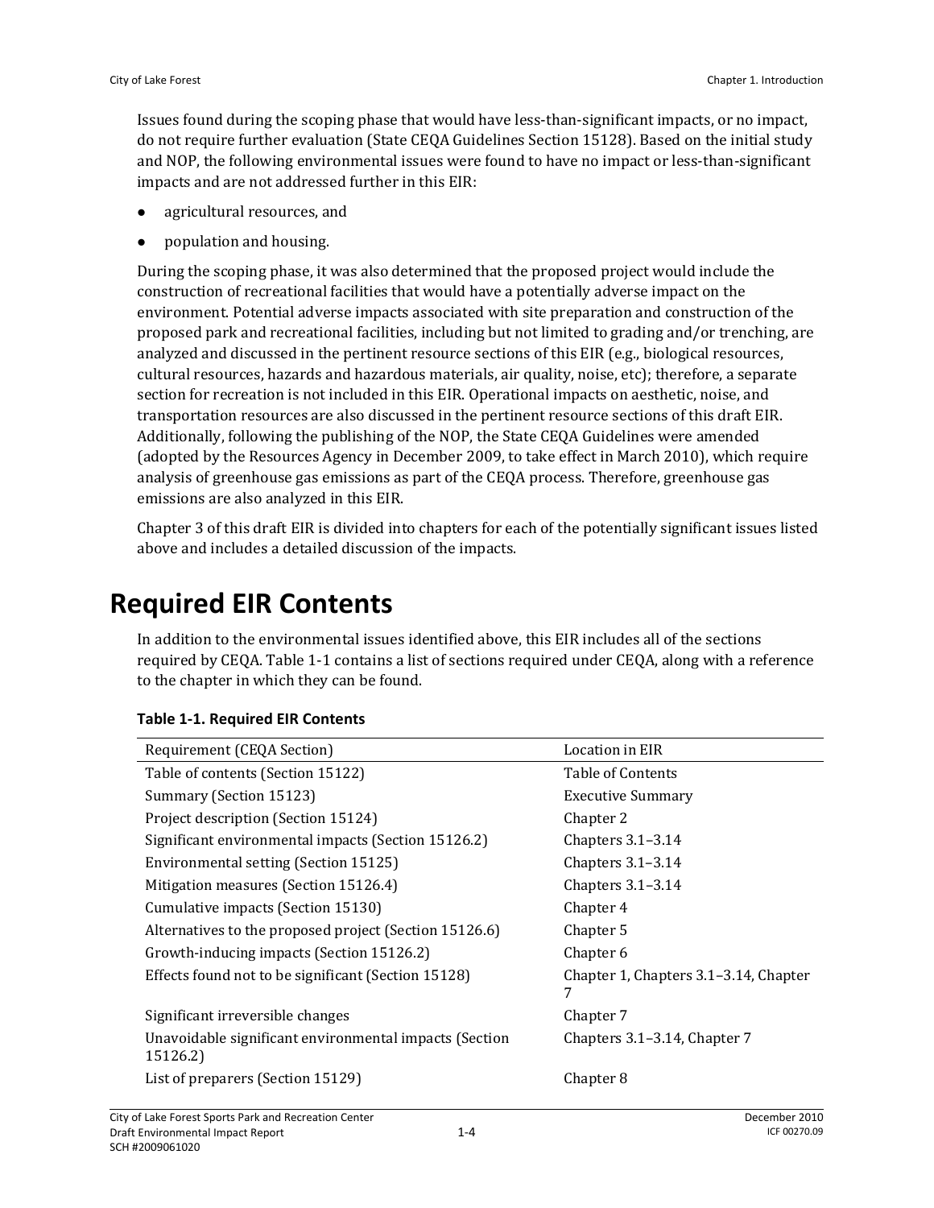Issues found during the scoping phase that would have less-than-significant impacts, or no impact, do not require further evaluation (State CEQA Guidelines Section 15128). Based on the initial study and NOP, the following environmental issues were found to have no impact or less-than-significant impacts and are not addressed further in this EIR:

- agricultural resources, and
- population and housing.

During the scoping phase, it was also determined that the proposed project would include the construction of recreational facilities that would have a potentially adverse impact on the environment. Potential adverse impacts associated with site preparation and construction of the proposed park and recreational facilities, including but not limited to grading and/or trenching, are analyzed and discussed in the pertinent resource sections of this EIR (e.g., biological resources, cultural resources, hazards and hazardous materials, air quality, noise, etc); therefore, a separate section for recreation is not included in this EIR. Operational impacts on aesthetic, noise, and transportation resources are also discussed in the pertinent resource sections of this draft EIR. Additionally, following the publishing of the NOP, the State CEQA Guidelines were amended (adopted by the Resources Agency in December 2009, to take effect in March 2010), which require analysis of greenhouse gas emissions as part of the CEQA process. Therefore, greenhouse gas emissions are also analyzed in this EIR.

Chapter 3 of this draft EIR is divided into chapters for each of the potentially significant issues listed above and includes a detailed discussion of the impacts.

# Required EIR Contents

In addition to the environmental issues identified above, this EIR includes all of the sections required by CEQA. Table 1-1 contains a list of sections required under CEQA, along with a reference to the chapter in which they can be found.

**Table 1-1. Required EIR Contents**

| Requirement (CEQA Section) | Location in EIR |
| --- | --- |
| Table of contents (Section 15122) | Table of Contents |
| Summary (Section 15123) | Executive Summary |
| Project description (Section 15124) | Chapter 2 |
| Significant environmental impacts (Section 15126.2) | Chapters 3.1–3.14 |
| Environmental setting (Section 15125) | Chapters 3.1–3.14 |
| Mitigation measures (Section 15126.4) | Chapters 3.1–3.14 |
| Cumulative impacts (Section 15130) | Chapter 4 |
| Alternatives to the proposed project (Section 15126.6) | Chapter 5 |
| Growth-inducing impacts (Section 15126.2) | Chapter 6 |
| Effects found not to be significant (Section 15128) | Chapter 1, Chapters 3.1–3.14, Chapter 7 |
| Significant irreversible changes | Chapter 7 |
| Unavoidable significant environmental impacts (Section 15126.2) | Chapters 3.1–3.14, Chapter 7 |
| List of preparers (Section 15129) | Chapter 8 |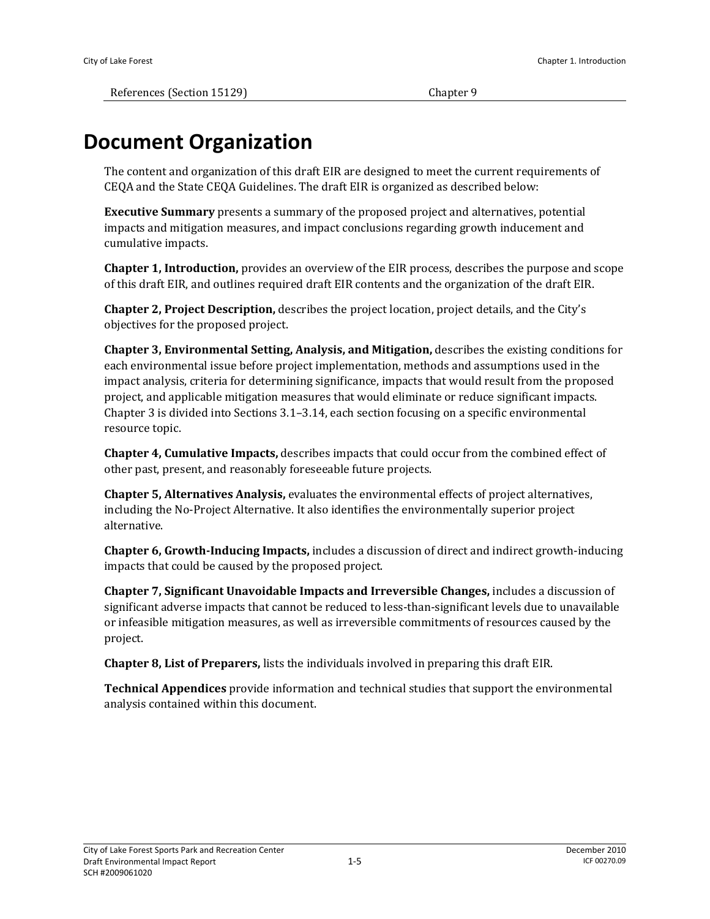| | |
|---|---|
| References (Section 15129) | Chapter 9 |

# Document Organization

The content and organization of this draft EIR are designed to meet the current requirements of CEQA and the State CEQA Guidelines. The draft EIR is organized as described below:

**Executive Summary** presents a summary of the proposed project and alternatives, potential impacts and mitigation measures, and impact conclusions regarding growth inducement and cumulative impacts.

**Chapter 1, Introduction,** provides an overview of the EIR process, describes the purpose and scope of this draft EIR, and outlines required draft EIR contents and the organization of the draft EIR.

**Chapter 2, Project Description,** describes the project location, project details, and the City's objectives for the proposed project.

**Chapter 3, Environmental Setting, Analysis, and Mitigation,** describes the existing conditions for each environmental issue before project implementation, methods and assumptions used in the impact analysis, criteria for determining significance, impacts that would result from the proposed project, and applicable mitigation measures that would eliminate or reduce significant impacts. Chapter 3 is divided into Sections 3.1–3.14, each section focusing on a specific environmental resource topic.

**Chapter 4, Cumulative Impacts,** describes impacts that could occur from the combined effect of other past, present, and reasonably foreseeable future projects.

**Chapter 5, Alternatives Analysis,** evaluates the environmental effects of project alternatives, including the No-Project Alternative. It also identifies the environmentally superior project alternative.

**Chapter 6, Growth-Inducing Impacts,** includes a discussion of direct and indirect growth-inducing impacts that could be caused by the proposed project.

**Chapter 7, Significant Unavoidable Impacts and Irreversible Changes,** includes a discussion of significant adverse impacts that cannot be reduced to less-than-significant levels due to unavailable or infeasible mitigation measures, as well as irreversible commitments of resources caused by the project.

**Chapter 8, List of Preparers,** lists the individuals involved in preparing this draft EIR.

**Technical Appendices** provide information and technical studies that support the environmental analysis contained within this document.